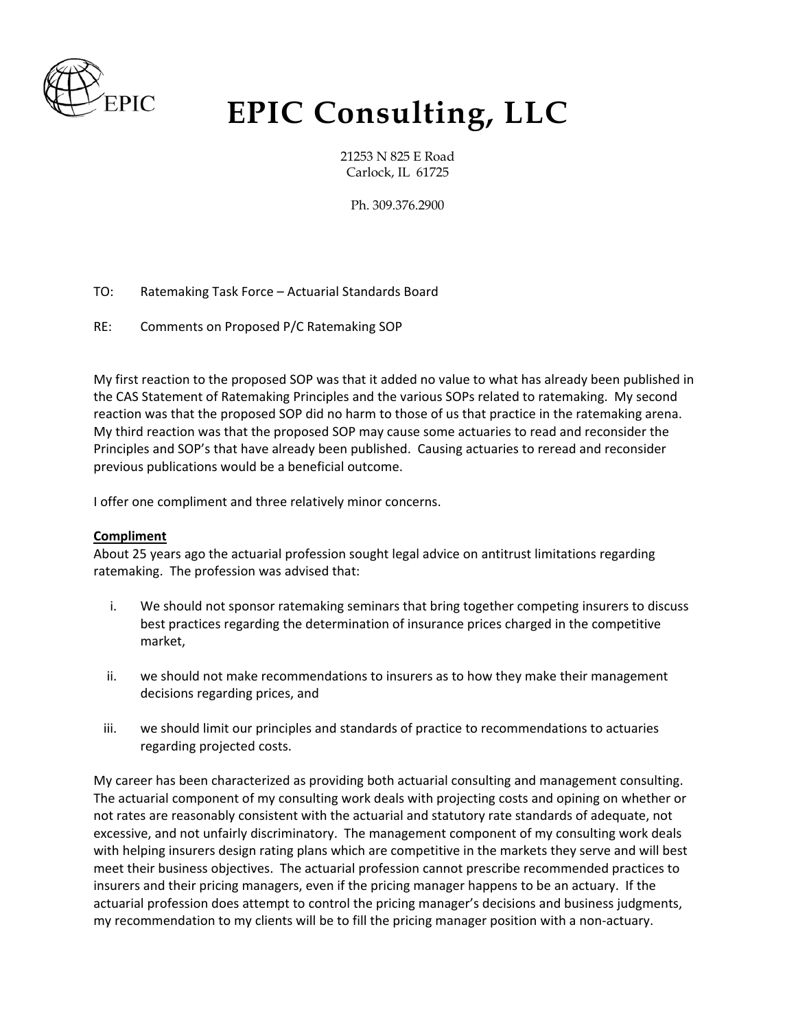# EPIC Consulting, LLC

21253 N 825 E Road
Carlock, IL 61725

Ph. 309.376.2900

TO: Ratemaking Task Force – Actuarial Standards Board

RE: Comments on Proposed P/C Ratemaking SOP

My first reaction to the proposed SOP was that it added no value to what has already been published in the CAS Statement of Ratemaking Principles and the various SOPs related to ratemaking. My second reaction was that the proposed SOP did no harm to those of us that practice in the ratemaking arena. My third reaction was that the proposed SOP may cause some actuaries to read and reconsider the Principles and SOP's that have already been published. Causing actuaries to reread and reconsider previous publications would be a beneficial outcome.

I offer one compliment and three relatively minor concerns.

**Compliment**

About 25 years ago the actuarial profession sought legal advice on antitrust limitations regarding ratemaking. The profession was advised that:

i. We should not sponsor ratemaking seminars that bring together competing insurers to discuss best practices regarding the determination of insurance prices charged in the competitive market,

ii. we should not make recommendations to insurers as to how they make their management decisions regarding prices, and

iii. we should limit our principles and standards of practice to recommendations to actuaries regarding projected costs.

My career has been characterized as providing both actuarial consulting and management consulting. The actuarial component of my consulting work deals with projecting costs and opining on whether or not rates are reasonably consistent with the actuarial and statutory rate standards of adequate, not excessive, and not unfairly discriminatory. The management component of my consulting work deals with helping insurers design rating plans which are competitive in the markets they serve and will best meet their business objectives. The actuarial profession cannot prescribe recommended practices to insurers and their pricing managers, even if the pricing manager happens to be an actuary. If the actuarial profession does attempt to control the pricing manager's decisions and business judgments, my recommendation to my clients will be to fill the pricing manager position with a non-actuary.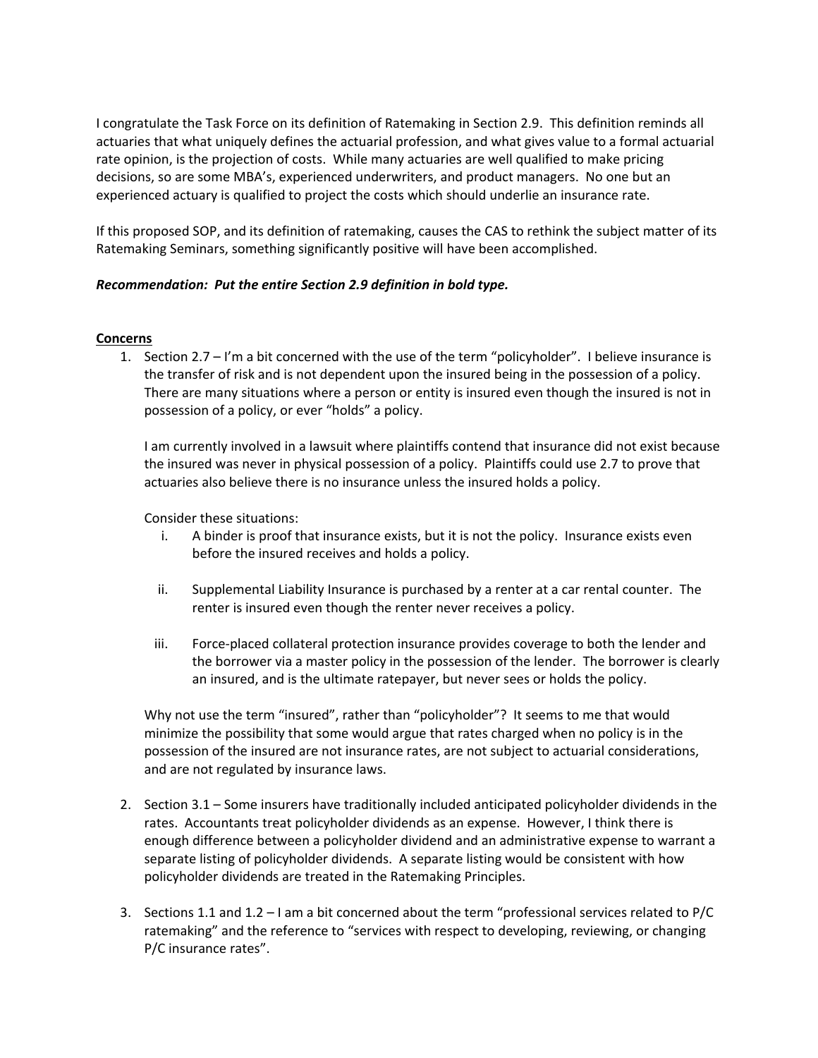I congratulate the Task Force on its definition of Ratemaking in Section 2.9. This definition reminds all actuaries that what uniquely defines the actuarial profession, and what gives value to a formal actuarial rate opinion, is the projection of costs. While many actuaries are well qualified to make pricing decisions, so are some MBA's, experienced underwriters, and product managers. No one but an experienced actuary is qualified to project the costs which should underlie an insurance rate.

If this proposed SOP, and its definition of ratemaking, causes the CAS to rethink the subject matter of its Ratemaking Seminars, something significantly positive will have been accomplished.

***Recommendation: Put the entire Section 2.9 definition in bold type.***

**Concerns**

1. Section 2.7 – I'm a bit concerned with the use of the term "policyholder". I believe insurance is the transfer of risk and is not dependent upon the insured being in the possession of a policy. There are many situations where a person or entity is insured even though the insured is not in possession of a policy, or ever "holds" a policy.

   I am currently involved in a lawsuit where plaintiffs contend that insurance did not exist because the insured was never in physical possession of a policy. Plaintiffs could use 2.7 to prove that actuaries also believe there is no insurance unless the insured holds a policy.

   Consider these situations:

   i. A binder is proof that insurance exists, but it is not the policy. Insurance exists even before the insured receives and holds a policy.

   ii. Supplemental Liability Insurance is purchased by a renter at a car rental counter. The renter is insured even though the renter never receives a policy.

   iii. Force-placed collateral protection insurance provides coverage to both the lender and the borrower via a master policy in the possession of the lender. The borrower is clearly an insured, and is the ultimate ratepayer, but never sees or holds the policy.

   Why not use the term "insured", rather than "policyholder"? It seems to me that would minimize the possibility that some would argue that rates charged when no policy is in the possession of the insured are not insurance rates, are not subject to actuarial considerations, and are not regulated by insurance laws.

2. Section 3.1 – Some insurers have traditionally included anticipated policyholder dividends in the rates. Accountants treat policyholder dividends as an expense. However, I think there is enough difference between a policyholder dividend and an administrative expense to warrant a separate listing of policyholder dividends. A separate listing would be consistent with how policyholder dividends are treated in the Ratemaking Principles.

3. Sections 1.1 and 1.2 – I am a bit concerned about the term "professional services related to P/C ratemaking" and the reference to "services with respect to developing, reviewing, or changing P/C insurance rates".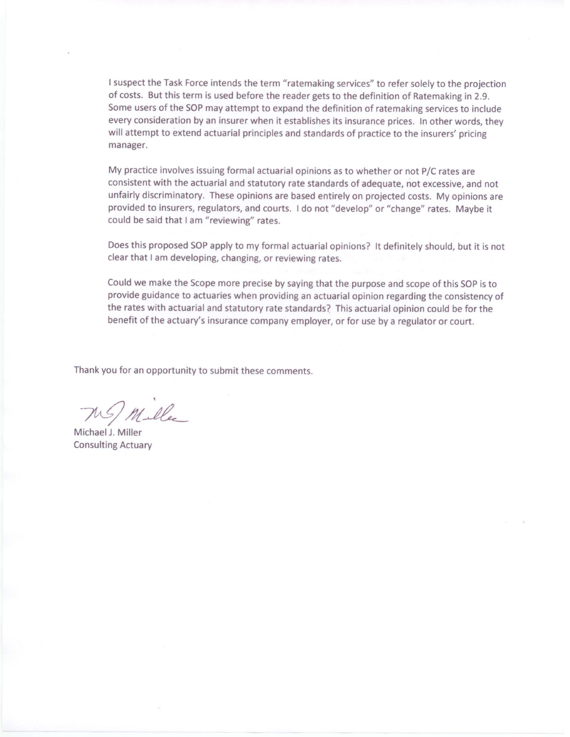I suspect the Task Force intends the term "ratemaking services" to refer solely to the projection of costs. But this term is used before the reader gets to the definition of Ratemaking in 2.9. Some users of the SOP may attempt to expand the definition of ratemaking services to include every consideration by an insurer when it establishes its insurance prices. In other words, they will attempt to extend actuarial principles and standards of practice to the insurers' pricing manager.

My practice involves issuing formal actuarial opinions as to whether or not P/C rates are consistent with the actuarial and statutory rate standards of adequate, not excessive, and not unfairly discriminatory. These opinions are based entirely on projected costs. My opinions are provided to insurers, regulators, and courts. I do not "develop" or "change" rates. Maybe it could be said that I am "reviewing" rates.

Does this proposed SOP apply to my formal actuarial opinions? It definitely should, but it is not clear that I am developing, changing, or reviewing rates.

Could we make the Scope more precise by saying that the purpose and scope of this SOP is to provide guidance to actuaries when providing an actuarial opinion regarding the consistency of the rates with actuarial and statutory rate standards? This actuarial opinion could be for the benefit of the actuary's insurance company employer, or for use by a regulator or court.

Thank you for an opportunity to submit these comments.

Michael J. Miller
Consulting Actuary